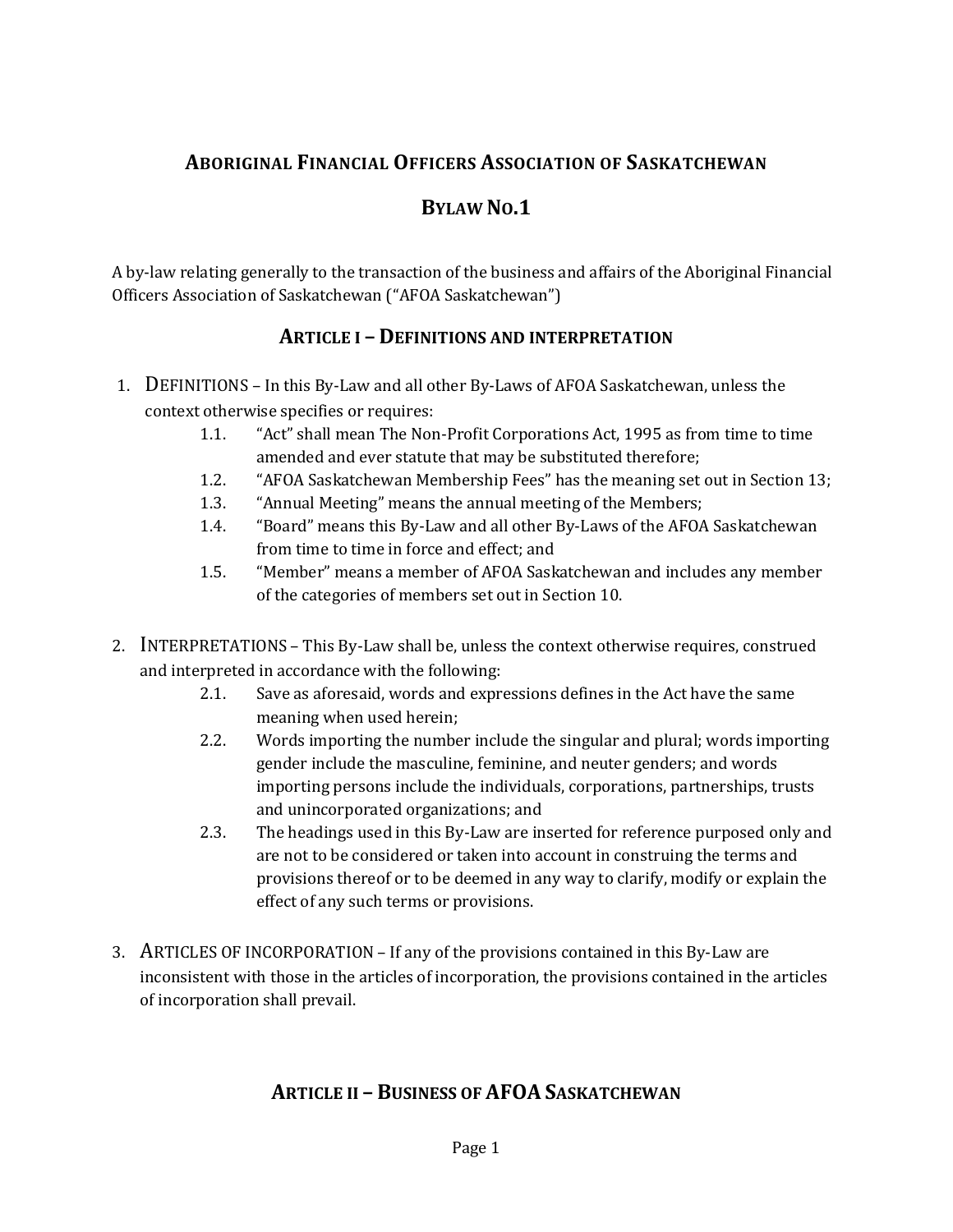# Aboriginal Financial Officers Association of Saskatchewan

## Bylaw No.1

A by-law relating generally to the transaction of the business and affairs of the Aboriginal Financial Officers Association of Saskatchewan ("AFOA Saskatchewan")

## Article I – Definitions and interpretation

1. DEFINITIONS – In this By-Law and all other By-Laws of AFOA Saskatchewan, unless the context otherwise specifies or requires:
   - 1.1. "Act" shall mean The Non-Profit Corporations Act, 1995 as from time to time amended and ever statute that may be substituted therefore;
   - 1.2. "AFOA Saskatchewan Membership Fees" has the meaning set out in Section 13;
   - 1.3. "Annual Meeting" means the annual meeting of the Members;
   - 1.4. "Board" means this By-Law and all other By-Laws of the AFOA Saskatchewan from time to time in force and effect; and
   - 1.5. "Member" means a member of AFOA Saskatchewan and includes any member of the categories of members set out in Section 10.

2. INTERPRETATIONS – This By-Law shall be, unless the context otherwise requires, construed and interpreted in accordance with the following:
   - 2.1. Save as aforesaid, words and expressions defines in the Act have the same meaning when used herein;
   - 2.2. Words importing the number include the singular and plural; words importing gender include the masculine, feminine, and neuter genders; and words importing persons include the individuals, corporations, partnerships, trusts and unincorporated organizations; and
   - 2.3. The headings used in this By-Law are inserted for reference purposed only and are not to be considered or taken into account in construing the terms and provisions thereof or to be deemed in any way to clarify, modify or explain the effect of any such terms or provisions.

3. ARTICLES OF INCORPORATION – If any of the provisions contained in this By-Law are inconsistent with those in the articles of incorporation, the provisions contained in the articles of incorporation shall prevail.

## Article II – Business of AFOA Saskatchewan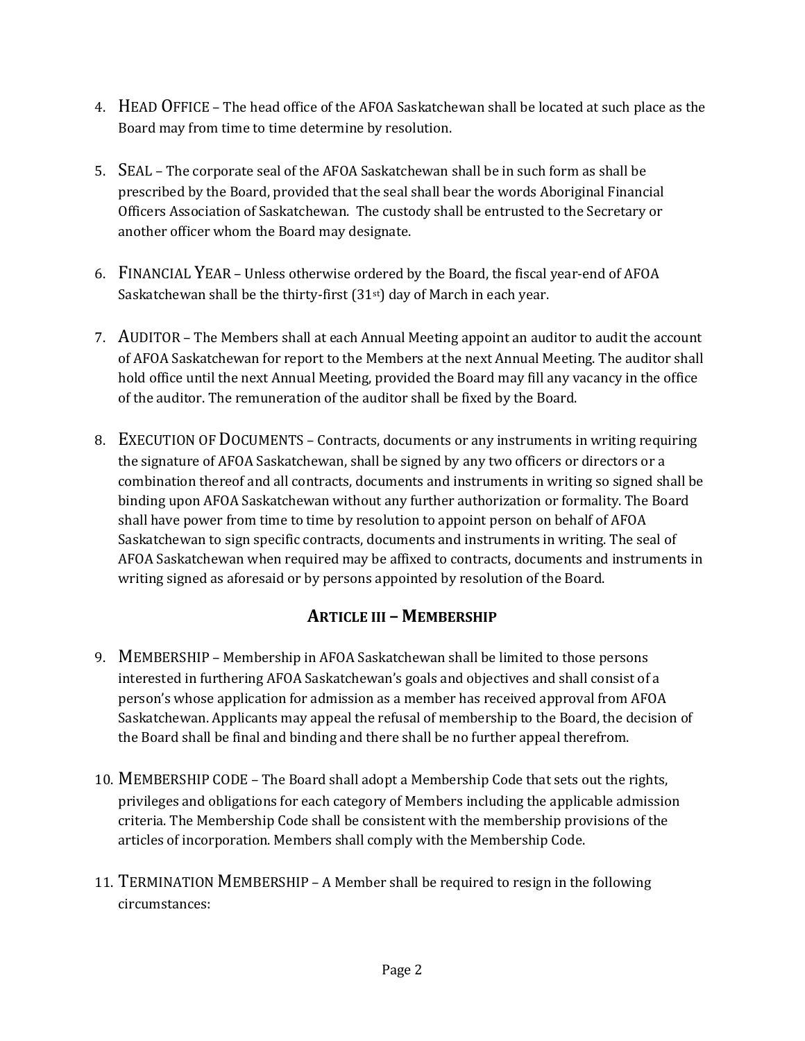4. HEAD OFFICE – The head office of the AFOA Saskatchewan shall be located at such place as the Board may from time to time determine by resolution.

5. SEAL – The corporate seal of the AFOA Saskatchewan shall be in such form as shall be prescribed by the Board, provided that the seal shall bear the words Aboriginal Financial Officers Association of Saskatchewan. The custody shall be entrusted to the Secretary or another officer whom the Board may designate.

6. FINANCIAL YEAR – Unless otherwise ordered by the Board, the fiscal year-end of AFOA Saskatchewan shall be the thirty-first (31st) day of March in each year.

7. AUDITOR – The Members shall at each Annual Meeting appoint an auditor to audit the account of AFOA Saskatchewan for report to the Members at the next Annual Meeting. The auditor shall hold office until the next Annual Meeting, provided the Board may fill any vacancy in the office of the auditor. The remuneration of the auditor shall be fixed by the Board.

8. EXECUTION OF DOCUMENTS – Contracts, documents or any instruments in writing requiring the signature of AFOA Saskatchewan, shall be signed by any two officers or directors or a combination thereof and all contracts, documents and instruments in writing so signed shall be binding upon AFOA Saskatchewan without any further authorization or formality. The Board shall have power from time to time by resolution to appoint person on behalf of AFOA Saskatchewan to sign specific contracts, documents and instruments in writing. The seal of AFOA Saskatchewan when required may be affixed to contracts, documents and instruments in writing signed as aforesaid or by persons appointed by resolution of the Board.

## ARTICLE III – MEMBERSHIP

9. MEMBERSHIP – Membership in AFOA Saskatchewan shall be limited to those persons interested in furthering AFOA Saskatchewan's goals and objectives and shall consist of a person's whose application for admission as a member has received approval from AFOA Saskatchewan. Applicants may appeal the refusal of membership to the Board, the decision of the Board shall be final and binding and there shall be no further appeal therefrom.

10. MEMBERSHIP CODE – The Board shall adopt a Membership Code that sets out the rights, privileges and obligations for each category of Members including the applicable admission criteria. The Membership Code shall be consistent with the membership provisions of the articles of incorporation. Members shall comply with the Membership Code.

11. TERMINATION MEMBERSHIP – A Member shall be required to resign in the following circumstances: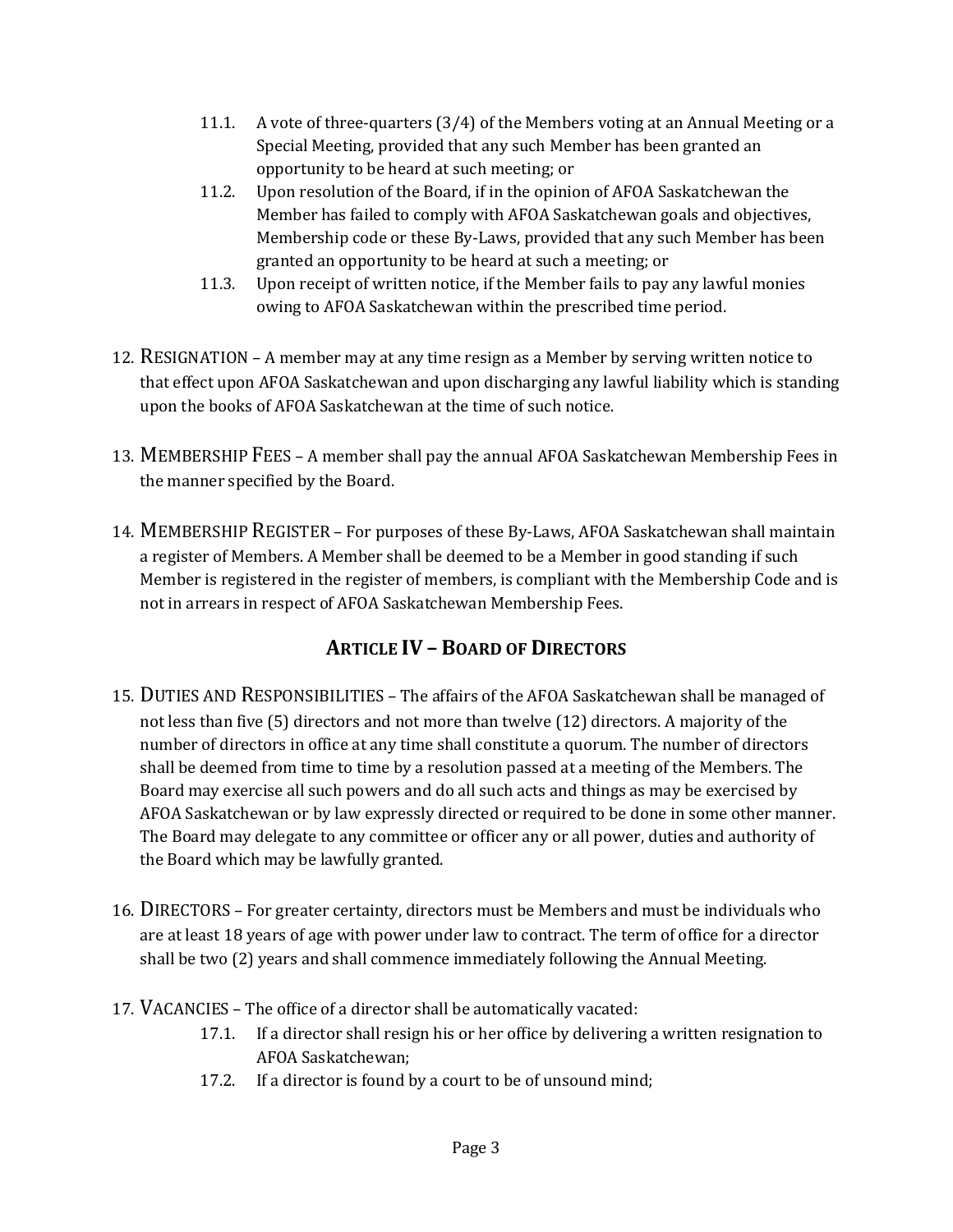11.1. A vote of three-quarters (3/4) of the Members voting at an Annual Meeting or a Special Meeting, provided that any such Member has been granted an opportunity to be heard at such meeting; or

   11.2. Upon resolution of the Board, if in the opinion of AFOA Saskatchewan the Member has failed to comply with AFOA Saskatchewan goals and objectives, Membership code or these By-Laws, provided that any such Member has been granted an opportunity to be heard at such a meeting; or

   11.3. Upon receipt of written notice, if the Member fails to pay any lawful monies owing to AFOA Saskatchewan within the prescribed time period.

12. RESIGNATION – A member may at any time resign as a Member by serving written notice to that effect upon AFOA Saskatchewan and upon discharging any lawful liability which is standing upon the books of AFOA Saskatchewan at the time of such notice.

13. MEMBERSHIP FEES – A member shall pay the annual AFOA Saskatchewan Membership Fees in the manner specified by the Board.

14. MEMBERSHIP REGISTER – For purposes of these By-Laws, AFOA Saskatchewan shall maintain a register of Members. A Member shall be deemed to be a Member in good standing if such Member is registered in the register of members, is compliant with the Membership Code and is not in arrears in respect of AFOA Saskatchewan Membership Fees.

## ARTICLE IV – BOARD OF DIRECTORS

15. DUTIES AND RESPONSIBILITIES – The affairs of the AFOA Saskatchewan shall be managed of not less than five (5) directors and not more than twelve (12) directors. A majority of the number of directors in office at any time shall constitute a quorum. The number of directors shall be deemed from time to time by a resolution passed at a meeting of the Members. The Board may exercise all such powers and do all such acts and things as may be exercised by AFOA Saskatchewan or by law expressly directed or required to be done in some other manner. The Board may delegate to any committee or officer any or all power, duties and authority of the Board which may be lawfully granted.

16. DIRECTORS – For greater certainty, directors must be Members and must be individuals who are at least 18 years of age with power under law to contract. The term of office for a director shall be two (2) years and shall commence immediately following the Annual Meeting.

17. VACANCIES – The office of a director shall be automatically vacated:

   17.1. If a director shall resign his or her office by delivering a written resignation to AFOA Saskatchewan;

   17.2. If a director is found by a court to be of unsound mind;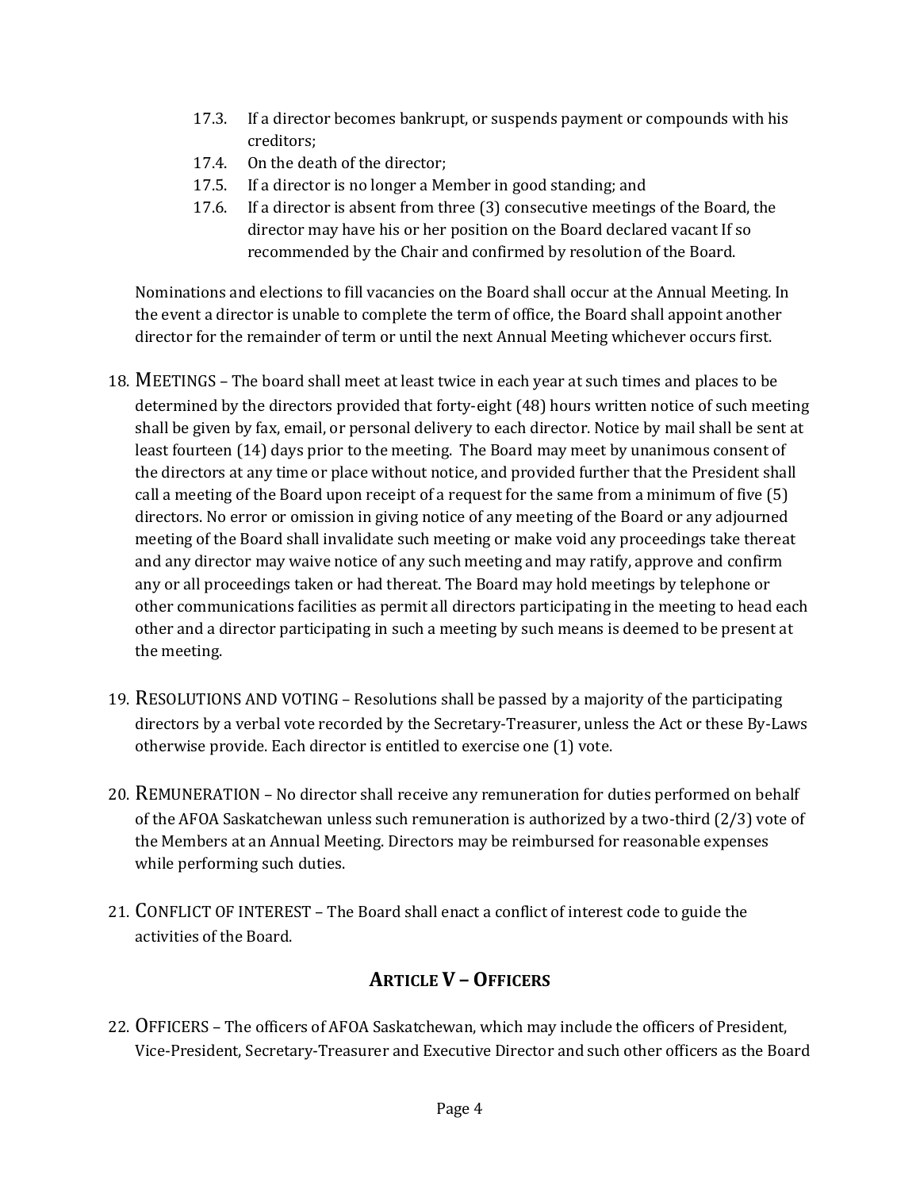17.3. If a director becomes bankrupt, or suspends payment or compounds with his creditors;

17.4. On the death of the director;

17.5. If a director is no longer a Member in good standing; and

17.6. If a director is absent from three (3) consecutive meetings of the Board, the director may have his or her position on the Board declared vacant If so recommended by the Chair and confirmed by resolution of the Board.

Nominations and elections to fill vacancies on the Board shall occur at the Annual Meeting. In the event a director is unable to complete the term of office, the Board shall appoint another director for the remainder of term or until the next Annual Meeting whichever occurs first.

18. MEETINGS – The board shall meet at least twice in each year at such times and places to be determined by the directors provided that forty-eight (48) hours written notice of such meeting shall be given by fax, email, or personal delivery to each director. Notice by mail shall be sent at least fourteen (14) days prior to the meeting. The Board may meet by unanimous consent of the directors at any time or place without notice, and provided further that the President shall call a meeting of the Board upon receipt of a request for the same from a minimum of five (5) directors. No error or omission in giving notice of any meeting of the Board or any adjourned meeting of the Board shall invalidate such meeting or make void any proceedings take thereat and any director may waive notice of any such meeting and may ratify, approve and confirm any or all proceedings taken or had thereat. The Board may hold meetings by telephone or other communications facilities as permit all directors participating in the meeting to head each other and a director participating in such a meeting by such means is deemed to be present at the meeting.

19. RESOLUTIONS AND VOTING – Resolutions shall be passed by a majority of the participating directors by a verbal vote recorded by the Secretary-Treasurer, unless the Act or these By-Laws otherwise provide. Each director is entitled to exercise one (1) vote.

20. REMUNERATION – No director shall receive any remuneration for duties performed on behalf of the AFOA Saskatchewan unless such remuneration is authorized by a two-third (2/3) vote of the Members at an Annual Meeting. Directors may be reimbursed for reasonable expenses while performing such duties.

21. CONFLICT OF INTEREST – The Board shall enact a conflict of interest code to guide the activities of the Board.

## ARTICLE V – OFFICERS

22. OFFICERS – The officers of AFOA Saskatchewan, which may include the officers of President, Vice-President, Secretary-Treasurer and Executive Director and such other officers as the Board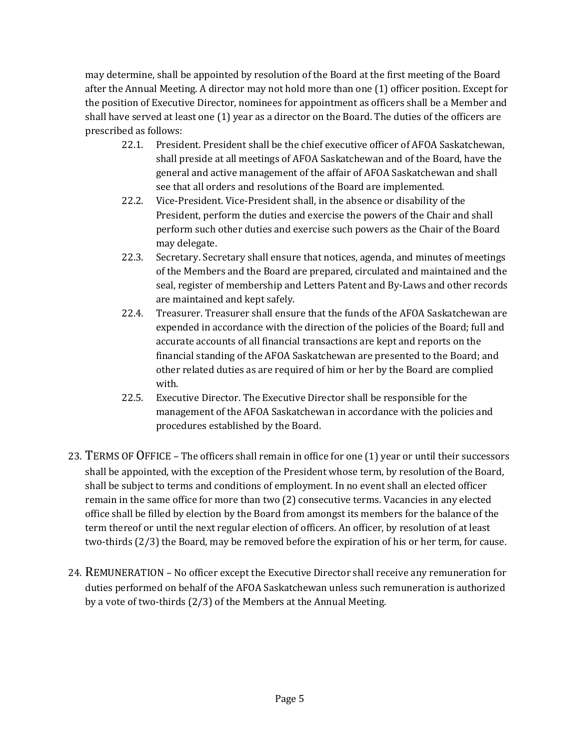may determine, shall be appointed by resolution of the Board at the first meeting of the Board after the Annual Meeting. A director may not hold more than one (1) officer position. Except for the position of Executive Director, nominees for appointment as officers shall be a Member and shall have served at least one (1) year as a director on the Board. The duties of the officers are prescribed as follows:

- 22.1. President. President shall be the chief executive officer of AFOA Saskatchewan, shall preside at all meetings of AFOA Saskatchewan and of the Board, have the general and active management of the affair of AFOA Saskatchewan and shall see that all orders and resolutions of the Board are implemented.
- 22.2. Vice-President. Vice-President shall, in the absence or disability of the President, perform the duties and exercise the powers of the Chair and shall perform such other duties and exercise such powers as the Chair of the Board may delegate.
- 22.3. Secretary. Secretary shall ensure that notices, agenda, and minutes of meetings of the Members and the Board are prepared, circulated and maintained and the seal, register of membership and Letters Patent and By-Laws and other records are maintained and kept safely.
- 22.4. Treasurer. Treasurer shall ensure that the funds of the AFOA Saskatchewan are expended in accordance with the direction of the policies of the Board; full and accurate accounts of all financial transactions are kept and reports on the financial standing of the AFOA Saskatchewan are presented to the Board; and other related duties as are required of him or her by the Board are complied with.
- 22.5. Executive Director. The Executive Director shall be responsible for the management of the AFOA Saskatchewan in accordance with the policies and procedures established by the Board.

23. TERMS OF OFFICE – The officers shall remain in office for one (1) year or until their successors shall be appointed, with the exception of the President whose term, by resolution of the Board, shall be subject to terms and conditions of employment. In no event shall an elected officer remain in the same office for more than two (2) consecutive terms. Vacancies in any elected office shall be filled by election by the Board from amongst its members for the balance of the term thereof or until the next regular election of officers. An officer, by resolution of at least two-thirds (2/3) the Board, may be removed before the expiration of his or her term, for cause.

24. REMUNERATION – No officer except the Executive Director shall receive any remuneration for duties performed on behalf of the AFOA Saskatchewan unless such remuneration is authorized by a vote of two-thirds (2/3) of the Members at the Annual Meeting.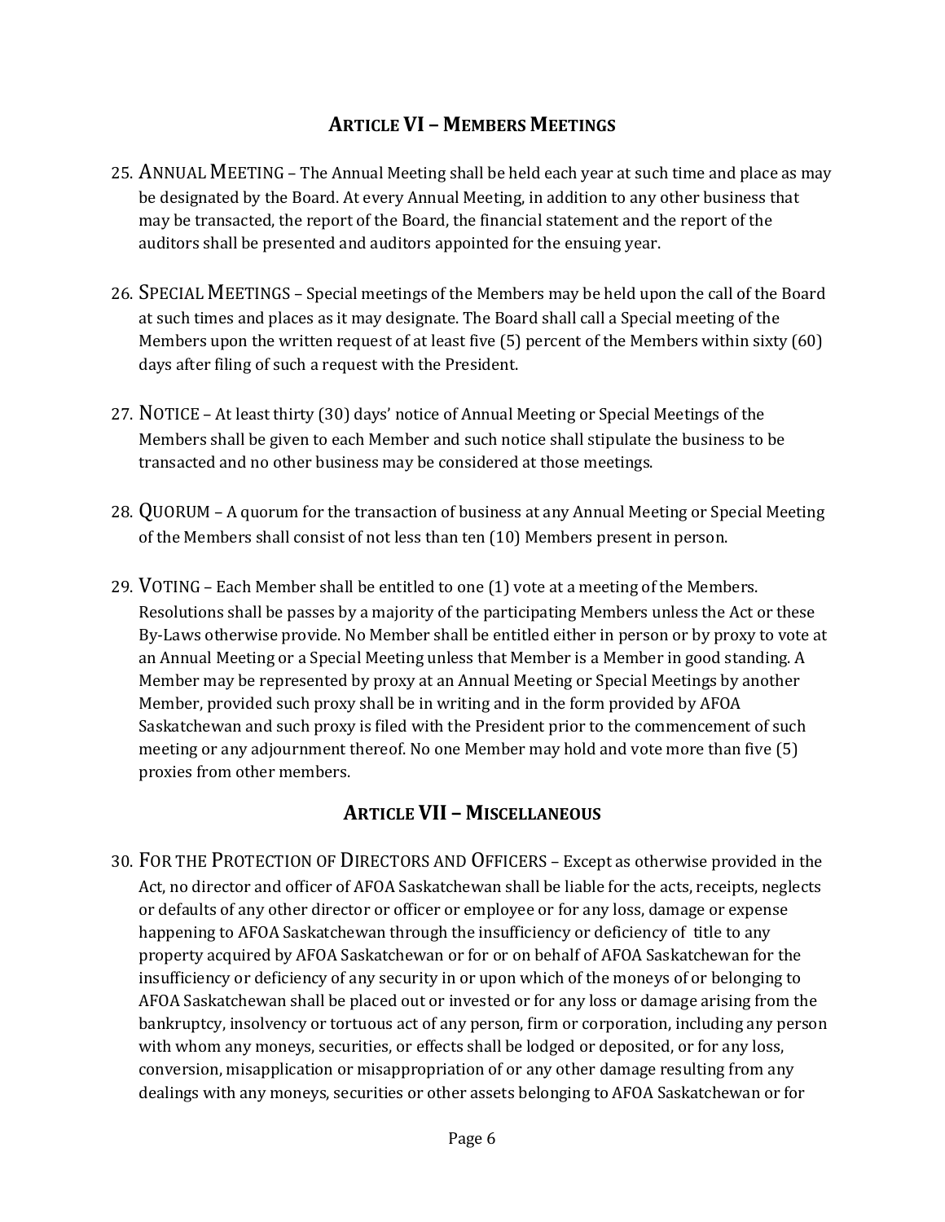## ARTICLE VI – MEMBERS MEETINGS

25. ANNUAL MEETING – The Annual Meeting shall be held each year at such time and place as may be designated by the Board. At every Annual Meeting, in addition to any other business that may be transacted, the report of the Board, the financial statement and the report of the auditors shall be presented and auditors appointed for the ensuing year.

26. SPECIAL MEETINGS – Special meetings of the Members may be held upon the call of the Board at such times and places as it may designate. The Board shall call a Special meeting of the Members upon the written request of at least five (5) percent of the Members within sixty (60) days after filing of such a request with the President.

27. NOTICE – At least thirty (30) days' notice of Annual Meeting or Special Meetings of the Members shall be given to each Member and such notice shall stipulate the business to be transacted and no other business may be considered at those meetings.

28. QUORUM – A quorum for the transaction of business at any Annual Meeting or Special Meeting of the Members shall consist of not less than ten (10) Members present in person.

29. VOTING – Each Member shall be entitled to one (1) vote at a meeting of the Members. Resolutions shall be passes by a majority of the participating Members unless the Act or these By-Laws otherwise provide. No Member shall be entitled either in person or by proxy to vote at an Annual Meeting or a Special Meeting unless that Member is a Member in good standing. A Member may be represented by proxy at an Annual Meeting or Special Meetings by another Member, provided such proxy shall be in writing and in the form provided by AFOA Saskatchewan and such proxy is filed with the President prior to the commencement of such meeting or any adjournment thereof. No one Member may hold and vote more than five (5) proxies from other members.

## ARTICLE VII – MISCELLANEOUS

30. FOR THE PROTECTION OF DIRECTORS AND OFFICERS – Except as otherwise provided in the Act, no director and officer of AFOA Saskatchewan shall be liable for the acts, receipts, neglects or defaults of any other director or officer or employee or for any loss, damage or expense happening to AFOA Saskatchewan through the insufficiency or deficiency of title to any property acquired by AFOA Saskatchewan or for or on behalf of AFOA Saskatchewan for the insufficiency or deficiency of any security in or upon which of the moneys of or belonging to AFOA Saskatchewan shall be placed out or invested or for any loss or damage arising from the bankruptcy, insolvency or tortuous act of any person, firm or corporation, including any person with whom any moneys, securities, or effects shall be lodged or deposited, or for any loss, conversion, misapplication or misappropriation of or any other damage resulting from any dealings with any moneys, securities or other assets belonging to AFOA Saskatchewan or for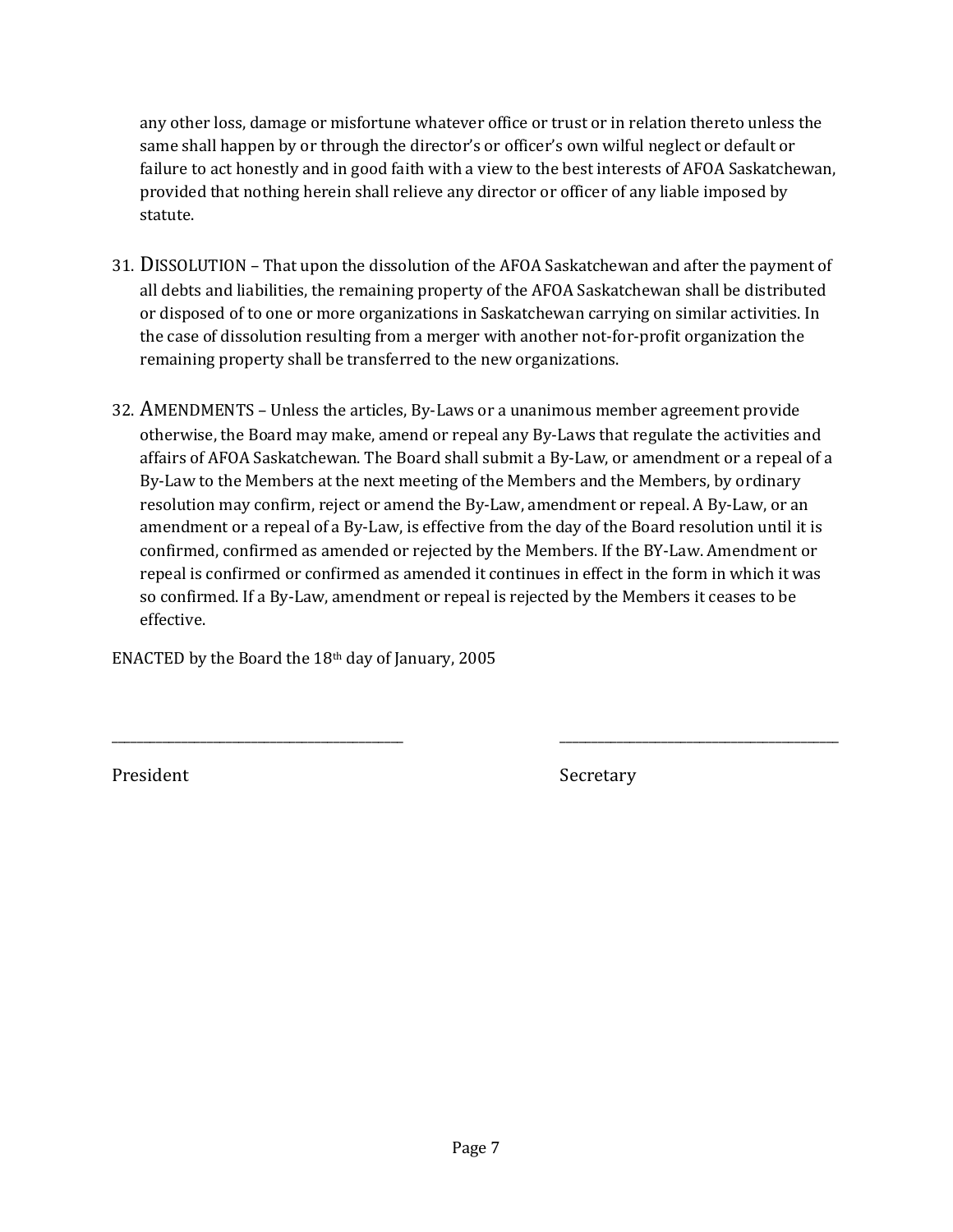any other loss, damage or misfortune whatever office or trust or in relation thereto unless the same shall happen by or through the director's or officer's own wilful neglect or default or failure to act honestly and in good faith with a view to the best interests of AFOA Saskatchewan, provided that nothing herein shall relieve any director or officer of any liable imposed by statute.

31. DISSOLUTION – That upon the dissolution of the AFOA Saskatchewan and after the payment of all debts and liabilities, the remaining property of the AFOA Saskatchewan shall be distributed or disposed of to one or more organizations in Saskatchewan carrying on similar activities. In the case of dissolution resulting from a merger with another not-for-profit organization the remaining property shall be transferred to the new organizations.

32. AMENDMENTS – Unless the articles, By-Laws or a unanimous member agreement provide otherwise, the Board may make, amend or repeal any By-Laws that regulate the activities and affairs of AFOA Saskatchewan. The Board shall submit a By-Law, or amendment or a repeal of a By-Law to the Members at the next meeting of the Members and the Members, by ordinary resolution may confirm, reject or amend the By-Law, amendment or repeal. A By-Law, or an amendment or a repeal of a By-Law, is effective from the day of the Board resolution until it is confirmed, confirmed as amended or rejected by the Members. If the BY-Law. Amendment or repeal is confirmed or confirmed as amended it continues in effect in the form in which it was so confirmed. If a By-Law, amendment or repeal is rejected by the Members it ceases to be effective.

ENACTED by the Board the 18th day of January, 2005

\_\_\_\_\_\_\_\_\_\_\_\_\_\_\_\_\_\_\_\_\_\_\_\_\_\_\_\_\_\_ \_\_\_\_\_\_\_\_\_\_\_\_\_\_\_\_\_\_\_\_\_\_\_\_\_\_\_\_\_\_

President Secretary